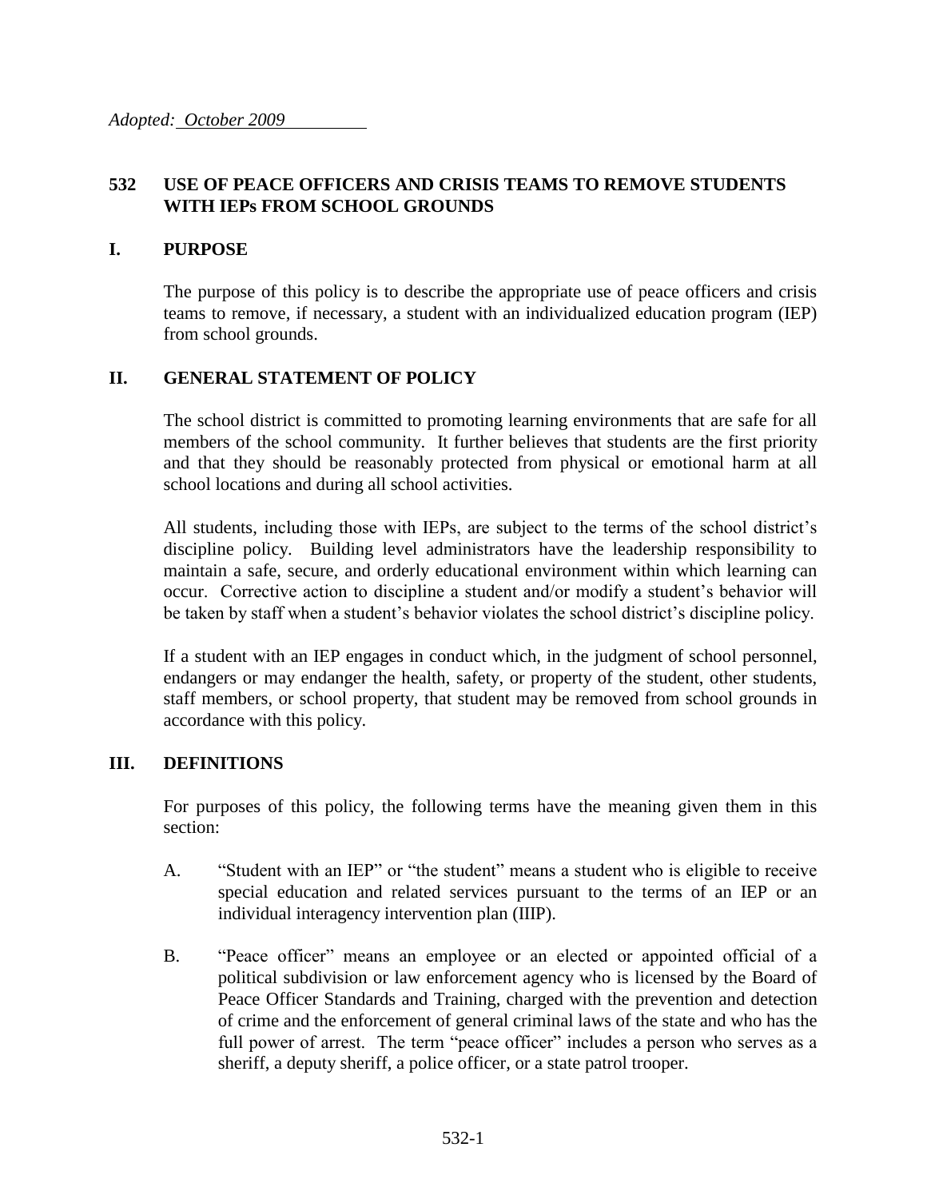*Adopted: October 2009*

# 532 USE OF PEACE OFFICERS AND CRISIS TEAMS TO REMOVE STUDENTS WITH IEPs FROM SCHOOL GROUNDS

## I. PURPOSE

The purpose of this policy is to describe the appropriate use of peace officers and crisis teams to remove, if necessary, a student with an individualized education program (IEP) from school grounds.

## II. GENERAL STATEMENT OF POLICY

The school district is committed to promoting learning environments that are safe for all members of the school community. It further believes that students are the first priority and that they should be reasonably protected from physical or emotional harm at all school locations and during all school activities.

All students, including those with IEPs, are subject to the terms of the school district's discipline policy. Building level administrators have the leadership responsibility to maintain a safe, secure, and orderly educational environment within which learning can occur. Corrective action to discipline a student and/or modify a student's behavior will be taken by staff when a student's behavior violates the school district's discipline policy.

If a student with an IEP engages in conduct which, in the judgment of school personnel, endangers or may endanger the health, safety, or property of the student, other students, staff members, or school property, that student may be removed from school grounds in accordance with this policy.

## III. DEFINITIONS

For purposes of this policy, the following terms have the meaning given them in this section:

A. "Student with an IEP" or "the student" means a student who is eligible to receive special education and related services pursuant to the terms of an IEP or an individual interagency intervention plan (IIIP).

B. "Peace officer" means an employee or an elected or appointed official of a political subdivision or law enforcement agency who is licensed by the Board of Peace Officer Standards and Training, charged with the prevention and detection of crime and the enforcement of general criminal laws of the state and who has the full power of arrest. The term "peace officer" includes a person who serves as a sheriff, a deputy sheriff, a police officer, or a state patrol trooper.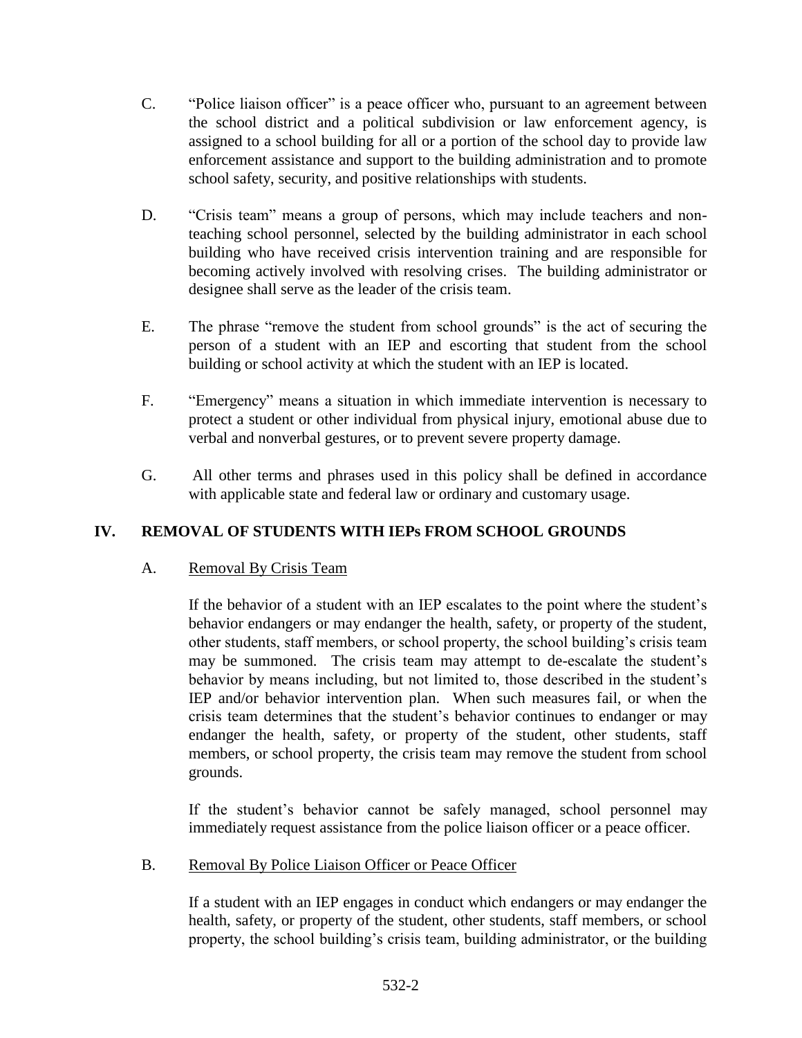C. "Police liaison officer" is a peace officer who, pursuant to an agreement between the school district and a political subdivision or law enforcement agency, is assigned to a school building for all or a portion of the school day to provide law enforcement assistance and support to the building administration and to promote school safety, security, and positive relationships with students.

D. "Crisis team" means a group of persons, which may include teachers and non-teaching school personnel, selected by the building administrator in each school building who have received crisis intervention training and are responsible for becoming actively involved with resolving crises. The building administrator or designee shall serve as the leader of the crisis team.

E. The phrase "remove the student from school grounds" is the act of securing the person of a student with an IEP and escorting that student from the school building or school activity at which the student with an IEP is located.

F. "Emergency" means a situation in which immediate intervention is necessary to protect a student or other individual from physical injury, emotional abuse due to verbal and nonverbal gestures, or to prevent severe property damage.

G. All other terms and phrases used in this policy shall be defined in accordance with applicable state and federal law or ordinary and customary usage.

## IV. REMOVAL OF STUDENTS WITH IEPs FROM SCHOOL GROUNDS

### A. Removal By Crisis Team

If the behavior of a student with an IEP escalates to the point where the student's behavior endangers or may endanger the health, safety, or property of the student, other students, staff members, or school property, the school building's crisis team may be summoned. The crisis team may attempt to de-escalate the student's behavior by means including, but not limited to, those described in the student's IEP and/or behavior intervention plan. When such measures fail, or when the crisis team determines that the student's behavior continues to endanger or may endanger the health, safety, or property of the student, other students, staff members, or school property, the crisis team may remove the student from school grounds.

If the student's behavior cannot be safely managed, school personnel may immediately request assistance from the police liaison officer or a peace officer.

### B. Removal By Police Liaison Officer or Peace Officer

If a student with an IEP engages in conduct which endangers or may endanger the health, safety, or property of the student, other students, staff members, or school property, the school building's crisis team, building administrator, or the building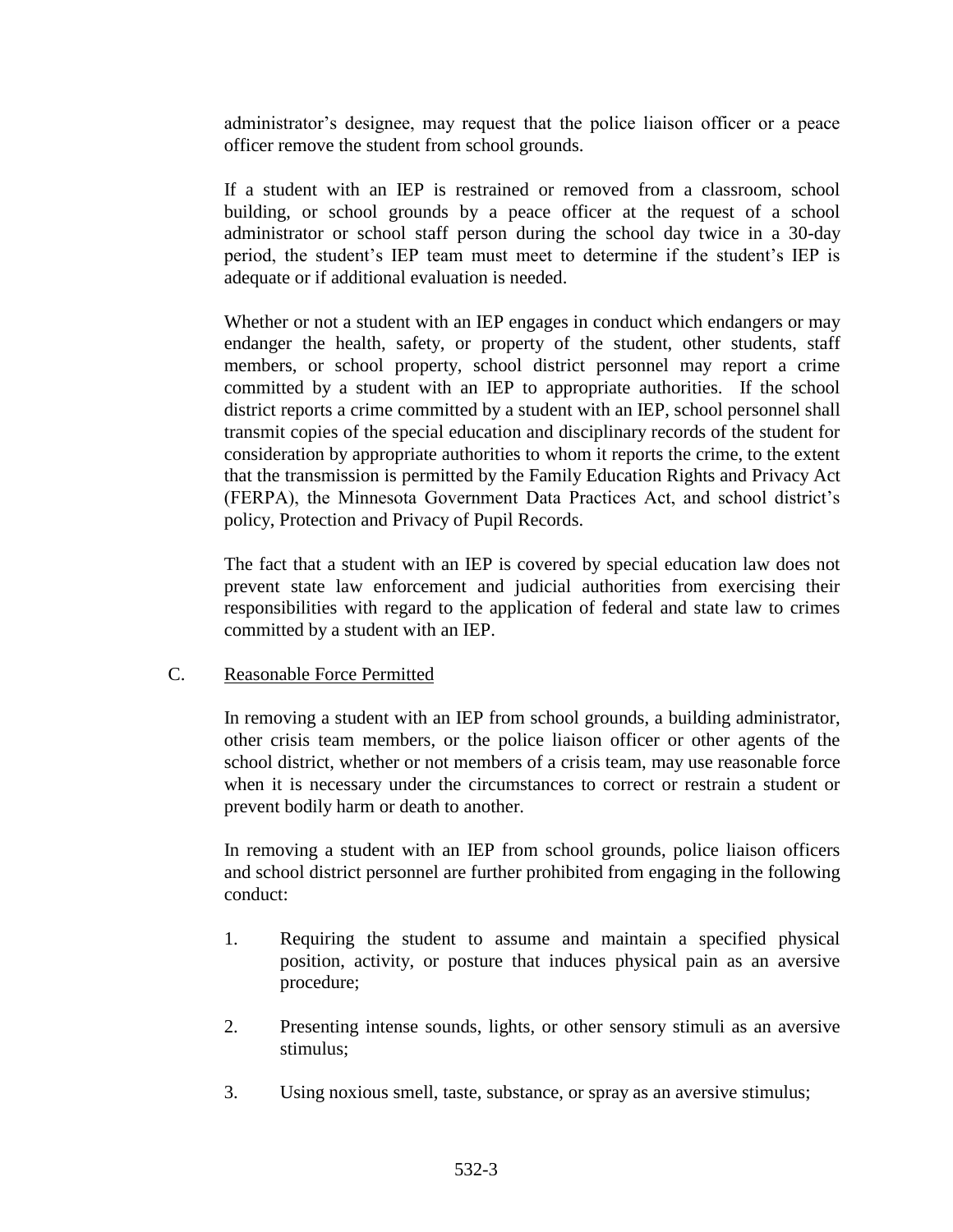administrator's designee, may request that the police liaison officer or a peace officer remove the student from school grounds.

If a student with an IEP is restrained or removed from a classroom, school building, or school grounds by a peace officer at the request of a school administrator or school staff person during the school day twice in a 30-day period, the student's IEP team must meet to determine if the student's IEP is adequate or if additional evaluation is needed.

Whether or not a student with an IEP engages in conduct which endangers or may endanger the health, safety, or property of the student, other students, staff members, or school property, school district personnel may report a crime committed by a student with an IEP to appropriate authorities. If the school district reports a crime committed by a student with an IEP, school personnel shall transmit copies of the special education and disciplinary records of the student for consideration by appropriate authorities to whom it reports the crime, to the extent that the transmission is permitted by the Family Education Rights and Privacy Act (FERPA), the Minnesota Government Data Practices Act, and school district's policy, Protection and Privacy of Pupil Records.

The fact that a student with an IEP is covered by special education law does not prevent state law enforcement and judicial authorities from exercising their responsibilities with regard to the application of federal and state law to crimes committed by a student with an IEP.

C. Reasonable Force Permitted

In removing a student with an IEP from school grounds, a building administrator, other crisis team members, or the police liaison officer or other agents of the school district, whether or not members of a crisis team, may use reasonable force when it is necessary under the circumstances to correct or restrain a student or prevent bodily harm or death to another.

In removing a student with an IEP from school grounds, police liaison officers and school district personnel are further prohibited from engaging in the following conduct:

1. Requiring the student to assume and maintain a specified physical position, activity, or posture that induces physical pain as an aversive procedure;

2. Presenting intense sounds, lights, or other sensory stimuli as an aversive stimulus;

3. Using noxious smell, taste, substance, or spray as an aversive stimulus;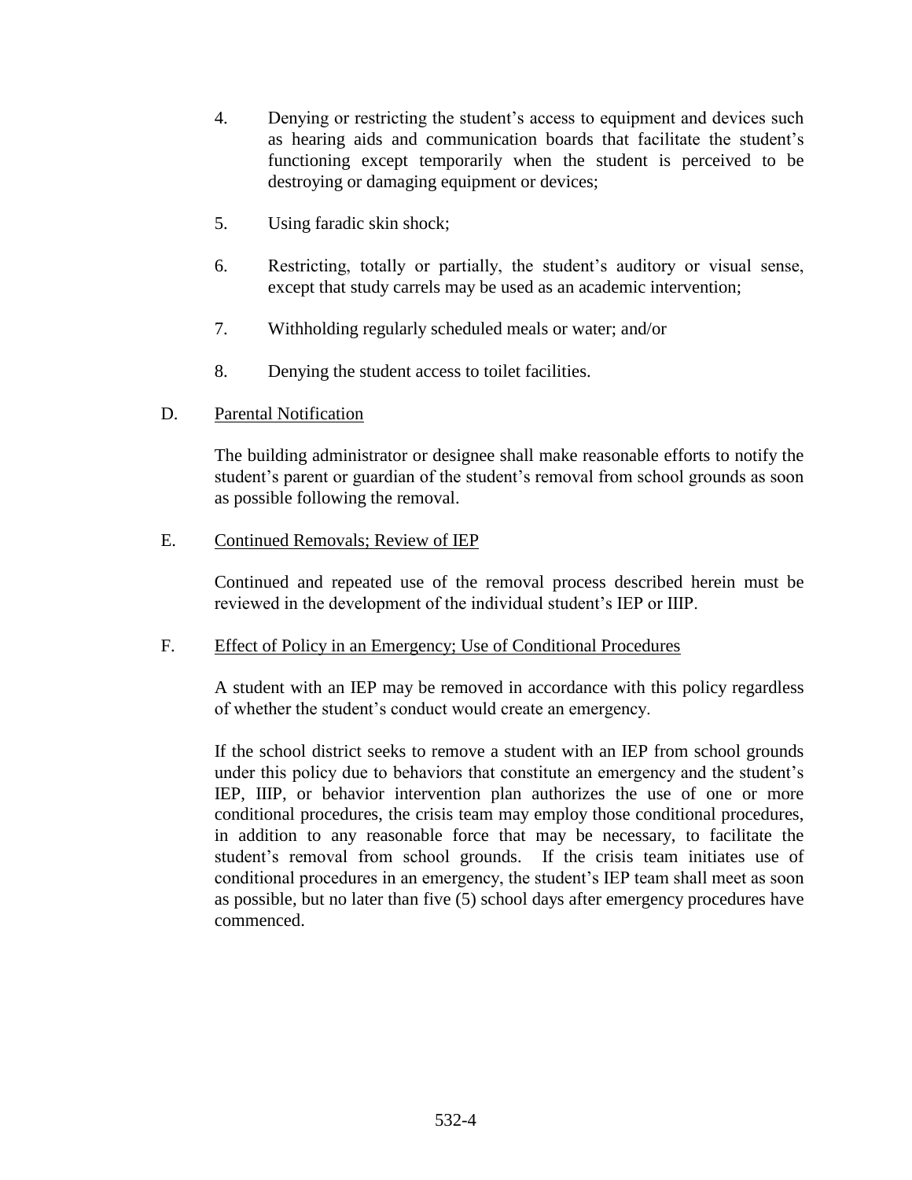4. Denying or restricting the student's access to equipment and devices such as hearing aids and communication boards that facilitate the student's functioning except temporarily when the student is perceived to be destroying or damaging equipment or devices;

5. Using faradic skin shock;

6. Restricting, totally or partially, the student's auditory or visual sense, except that study carrels may be used as an academic intervention;

7. Withholding regularly scheduled meals or water; and/or

8. Denying the student access to toilet facilities.

D. <u>Parental Notification</u>

The building administrator or designee shall make reasonable efforts to notify the student's parent or guardian of the student's removal from school grounds as soon as possible following the removal.

E. <u>Continued Removals; Review of IEP</u>

Continued and repeated use of the removal process described herein must be reviewed in the development of the individual student's IEP or IIIP.

F. <u>Effect of Policy in an Emergency; Use of Conditional Procedures</u>

A student with an IEP may be removed in accordance with this policy regardless of whether the student's conduct would create an emergency.

If the school district seeks to remove a student with an IEP from school grounds under this policy due to behaviors that constitute an emergency and the student's IEP, IIIP, or behavior intervention plan authorizes the use of one or more conditional procedures, the crisis team may employ those conditional procedures, in addition to any reasonable force that may be necessary, to facilitate the student's removal from school grounds. If the crisis team initiates use of conditional procedures in an emergency, the student's IEP team shall meet as soon as possible, but no later than five (5) school days after emergency procedures have commenced.